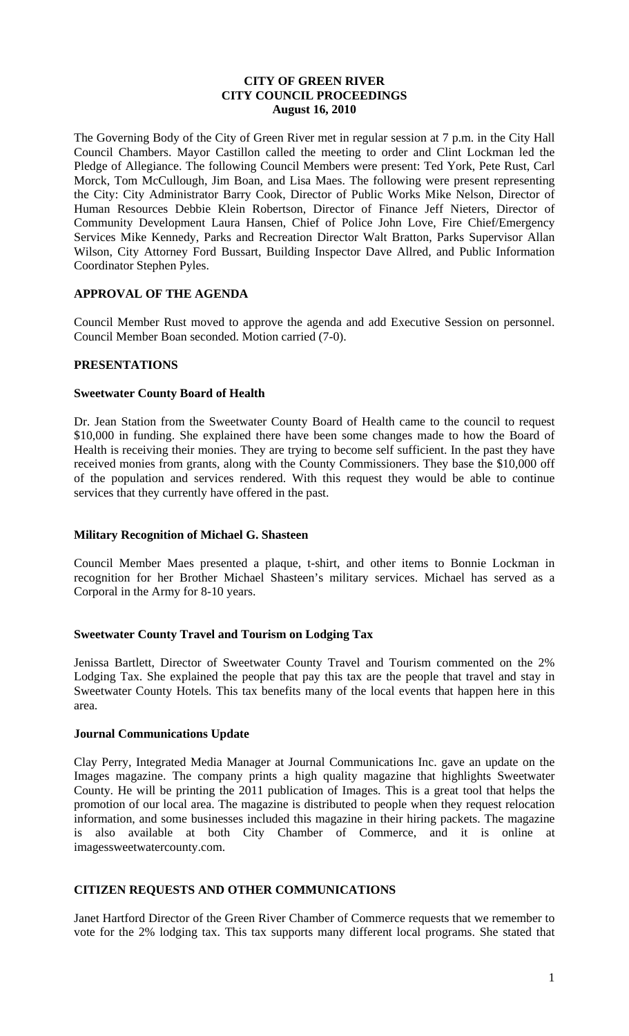**CITY OF GREEN RIVER**
**CITY COUNCIL PROCEEDINGS**
**August 16, 2010**

The Governing Body of the City of Green River met in regular session at 7 p.m. in the City Hall Council Chambers. Mayor Castillon called the meeting to order and Clint Lockman led the Pledge of Allegiance. The following Council Members were present: Ted York, Pete Rust, Carl Morck, Tom McCullough, Jim Boan, and Lisa Maes. The following were present representing the City: City Administrator Barry Cook, Director of Public Works Mike Nelson, Director of Human Resources Debbie Klein Robertson, Director of Finance Jeff Nieters, Director of Community Development Laura Hansen, Chief of Police John Love, Fire Chief/Emergency Services Mike Kennedy, Parks and Recreation Director Walt Bratton, Parks Supervisor Allan Wilson, City Attorney Ford Bussart, Building Inspector Dave Allred, and Public Information Coordinator Stephen Pyles.

## APPROVAL OF THE AGENDA

Council Member Rust moved to approve the agenda and add Executive Session on personnel. Council Member Boan seconded. Motion carried (7-0).

## PRESENTATIONS

### Sweetwater County Board of Health

Dr. Jean Station from the Sweetwater County Board of Health came to the council to request $10,000 in funding. She explained there have been some changes made to how the Board of Health is receiving their monies. They are trying to become self sufficient. In the past they have received monies from grants, along with the County Commissioners. They base the $10,000 off of the population and services rendered. With this request they would be able to continue services that they currently have offered in the past.

### Military Recognition of Michael G. Shasteen

Council Member Maes presented a plaque, t-shirt, and other items to Bonnie Lockman in recognition for her Brother Michael Shasteen's military services. Michael has served as a Corporal in the Army for 8-10 years.

### Sweetwater County Travel and Tourism on Lodging Tax

Jenissa Bartlett, Director of Sweetwater County Travel and Tourism commented on the 2% Lodging Tax. She explained the people that pay this tax are the people that travel and stay in Sweetwater County Hotels. This tax benefits many of the local events that happen here in this area.

### Journal Communications Update

Clay Perry, Integrated Media Manager at Journal Communications Inc. gave an update on the Images magazine. The company prints a high quality magazine that highlights Sweetwater County. He will be printing the 2011 publication of Images. This is a great tool that helps the promotion of our local area. The magazine is distributed to people when they request relocation information, and some businesses included this magazine in their hiring packets. The magazine is also available at both City Chamber of Commerce, and it is online at imagessweetwatercounty.com.

## CITIZEN REQUESTS AND OTHER COMMUNICATIONS

Janet Hartford Director of the Green River Chamber of Commerce requests that we remember to vote for the 2% lodging tax. This tax supports many different local programs. She stated that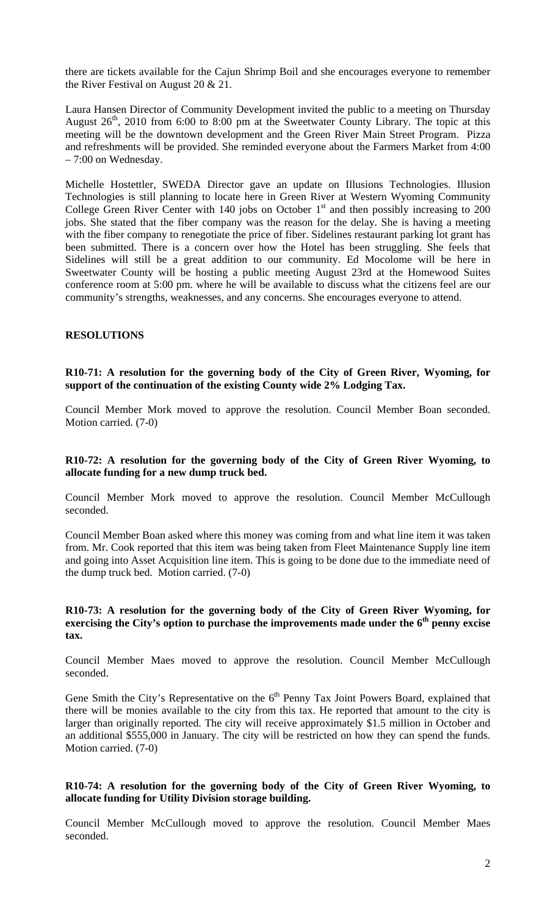there are tickets available for the Cajun Shrimp Boil and she encourages everyone to remember the River Festival on August 20 & 21.

Laura Hansen Director of Community Development invited the public to a meeting on Thursday August 26th, 2010 from 6:00 to 8:00 pm at the Sweetwater County Library. The topic at this meeting will be the downtown development and the Green River Main Street Program. Pizza and refreshments will be provided. She reminded everyone about the Farmers Market from 4:00 – 7:00 on Wednesday.

Michelle Hostettler, SWEDA Director gave an update on Illusions Technologies. Illusion Technologies is still planning to locate here in Green River at Western Wyoming Community College Green River Center with 140 jobs on October 1st and then possibly increasing to 200 jobs. She stated that the fiber company was the reason for the delay. She is having a meeting with the fiber company to renegotiate the price of fiber. Sidelines restaurant parking lot grant has been submitted. There is a concern over how the Hotel has been struggling. She feels that Sidelines will still be a great addition to our community. Ed Mocolome will be here in Sweetwater County will be hosting a public meeting August 23rd at the Homewood Suites conference room at 5:00 pm. where he will be available to discuss what the citizens feel are our community's strengths, weaknesses, and any concerns. She encourages everyone to attend.

## RESOLUTIONS

**R10-71: A resolution for the governing body of the City of Green River, Wyoming, for support of the continuation of the existing County wide 2% Lodging Tax.**

Council Member Mork moved to approve the resolution. Council Member Boan seconded. Motion carried. (7-0)

**R10-72: A resolution for the governing body of the City of Green River Wyoming, to allocate funding for a new dump truck bed.**

Council Member Mork moved to approve the resolution. Council Member McCullough seconded.

Council Member Boan asked where this money was coming from and what line item it was taken from. Mr. Cook reported that this item was being taken from Fleet Maintenance Supply line item and going into Asset Acquisition line item. This is going to be done due to the immediate need of the dump truck bed. Motion carried. (7-0)

**R10-73: A resolution for the governing body of the City of Green River Wyoming, for exercising the City's option to purchase the improvements made under the 6th penny excise tax.**

Council Member Maes moved to approve the resolution. Council Member McCullough seconded.

Gene Smith the City's Representative on the 6th Penny Tax Joint Powers Board, explained that there will be monies available to the city from this tax. He reported that amount to the city is larger than originally reported. The city will receive approximately $1.5 million in October and an additional $555,000 in January. The city will be restricted on how they can spend the funds. Motion carried. (7-0)

**R10-74: A resolution for the governing body of the City of Green River Wyoming, to allocate funding for Utility Division storage building.**

Council Member McCullough moved to approve the resolution. Council Member Maes seconded.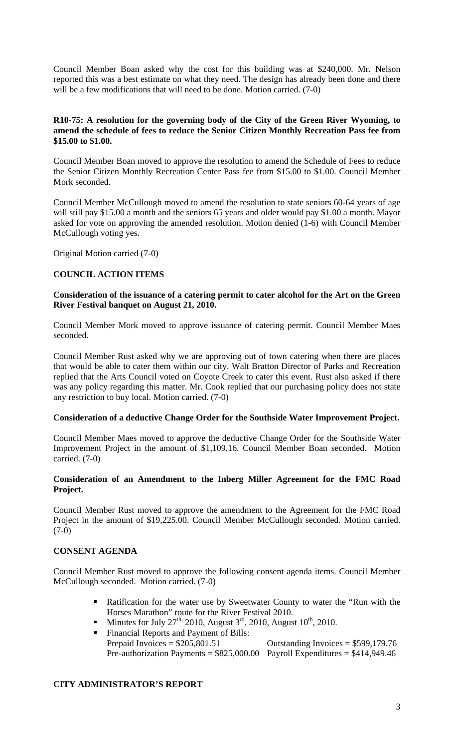Council Member Boan asked why the cost for this building was at $240,000. Mr. Nelson reported this was a best estimate on what they need. The design has already been done and there will be a few modifications that will need to be done. Motion carried. (7-0)

**R10-75: A resolution for the governing body of the City of the Green River Wyoming, to amend the schedule of fees to reduce the Senior Citizen Monthly Recreation Pass fee from $15.00 to $1.00.**

Council Member Boan moved to approve the resolution to amend the Schedule of Fees to reduce the Senior Citizen Monthly Recreation Center Pass fee from $15.00 to $1.00. Council Member Mork seconded.

Council Member McCullough moved to amend the resolution to state seniors 60-64 years of age will still pay $15.00 a month and the seniors 65 years and older would pay $1.00 a month. Mayor asked for vote on approving the amended resolution. Motion denied (1-6) with Council Member McCullough voting yes.

Original Motion carried (7-0)

**COUNCIL ACTION ITEMS**

**Consideration of the issuance of a catering permit to cater alcohol for the Art on the Green River Festival banquet on August 21, 2010.**

Council Member Mork moved to approve issuance of catering permit. Council Member Maes seconded.

Council Member Rust asked why we are approving out of town catering when there are places that would be able to cater them within our city. Walt Bratton Director of Parks and Recreation replied that the Arts Council voted on Coyote Creek to cater this event. Rust also asked if there was any policy regarding this matter. Mr. Cook replied that our purchasing policy does not state any restriction to buy local. Motion carried. (7-0)

**Consideration of a deductive Change Order for the Southside Water Improvement Project.**

Council Member Maes moved to approve the deductive Change Order for the Southside Water Improvement Project in the amount of $1,109.16. Council Member Boan seconded. Motion carried. (7-0)

**Consideration of an Amendment to the Inberg Miller Agreement for the FMC Road Project.**

Council Member Rust moved to approve the amendment to the Agreement for the FMC Road Project in the amount of $19,225.00. Council Member McCullough seconded. Motion carried. (7-0)

**CONSENT AGENDA**

Council Member Rust moved to approve the following consent agenda items. Council Member McCullough seconded. Motion carried. (7-0)

- Ratification for the water use by Sweetwater County to water the "Run with the Horses Marathon" route for the River Festival 2010.
- Minutes for July 27th, 2010, August 3rd, 2010, August 10th, 2010.
- Financial Reports and Payment of Bills:
  Prepaid Invoices = $205,801.51 Outstanding Invoices = $599,179.76
  Pre-authorization Payments = $825,000.00 Payroll Expenditures = $414,949.46

**CITY ADMINISTRATOR'S REPORT**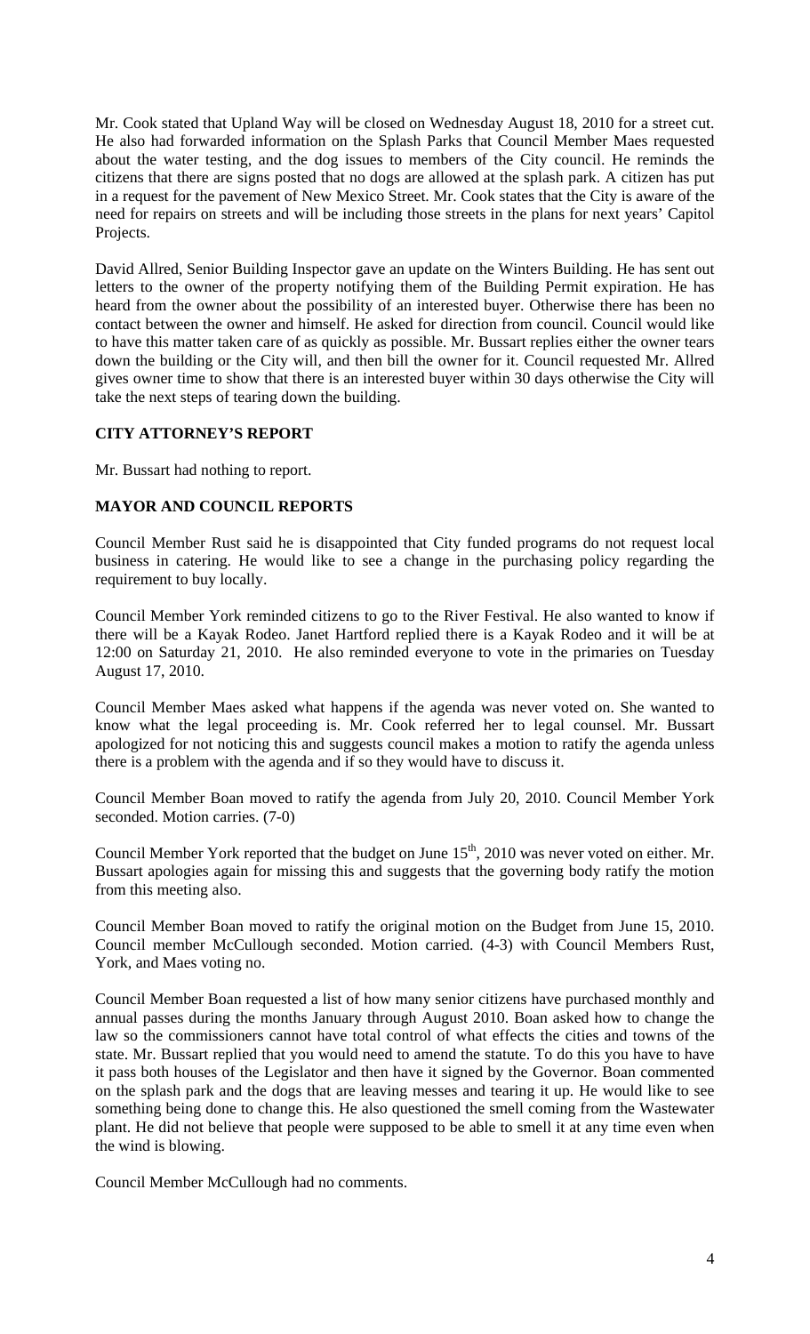Mr. Cook stated that Upland Way will be closed on Wednesday August 18, 2010 for a street cut. He also had forwarded information on the Splash Parks that Council Member Maes requested about the water testing, and the dog issues to members of the City council. He reminds the citizens that there are signs posted that no dogs are allowed at the splash park. A citizen has put in a request for the pavement of New Mexico Street. Mr. Cook states that the City is aware of the need for repairs on streets and will be including those streets in the plans for next years' Capitol Projects.

David Allred, Senior Building Inspector gave an update on the Winters Building. He has sent out letters to the owner of the property notifying them of the Building Permit expiration. He has heard from the owner about the possibility of an interested buyer. Otherwise there has been no contact between the owner and himself. He asked for direction from council. Council would like to have this matter taken care of as quickly as possible. Mr. Bussart replies either the owner tears down the building or the City will, and then bill the owner for it. Council requested Mr. Allred gives owner time to show that there is an interested buyer within 30 days otherwise the City will take the next steps of tearing down the building.

**CITY ATTORNEY'S REPORT**

Mr. Bussart had nothing to report.

**MAYOR AND COUNCIL REPORTS**

Council Member Rust said he is disappointed that City funded programs do not request local business in catering. He would like to see a change in the purchasing policy regarding the requirement to buy locally.

Council Member York reminded citizens to go to the River Festival. He also wanted to know if there will be a Kayak Rodeo. Janet Hartford replied there is a Kayak Rodeo and it will be at 12:00 on Saturday 21, 2010. He also reminded everyone to vote in the primaries on Tuesday August 17, 2010.

Council Member Maes asked what happens if the agenda was never voted on. She wanted to know what the legal proceeding is. Mr. Cook referred her to legal counsel. Mr. Bussart apologized for not noticing this and suggests council makes a motion to ratify the agenda unless there is a problem with the agenda and if so they would have to discuss it.

Council Member Boan moved to ratify the agenda from July 20, 2010. Council Member York seconded. Motion carries. (7-0)

Council Member York reported that the budget on June 15th, 2010 was never voted on either. Mr. Bussart apologies again for missing this and suggests that the governing body ratify the motion from this meeting also.

Council Member Boan moved to ratify the original motion on the Budget from June 15, 2010. Council member McCullough seconded. Motion carried. (4-3) with Council Members Rust, York, and Maes voting no.

Council Member Boan requested a list of how many senior citizens have purchased monthly and annual passes during the months January through August 2010. Boan asked how to change the law so the commissioners cannot have total control of what effects the cities and towns of the state. Mr. Bussart replied that you would need to amend the statute. To do this you have to have it pass both houses of the Legislator and then have it signed by the Governor. Boan commented on the splash park and the dogs that are leaving messes and tearing it up. He would like to see something being done to change this. He also questioned the smell coming from the Wastewater plant. He did not believe that people were supposed to be able to smell it at any time even when the wind is blowing.

Council Member McCullough had no comments.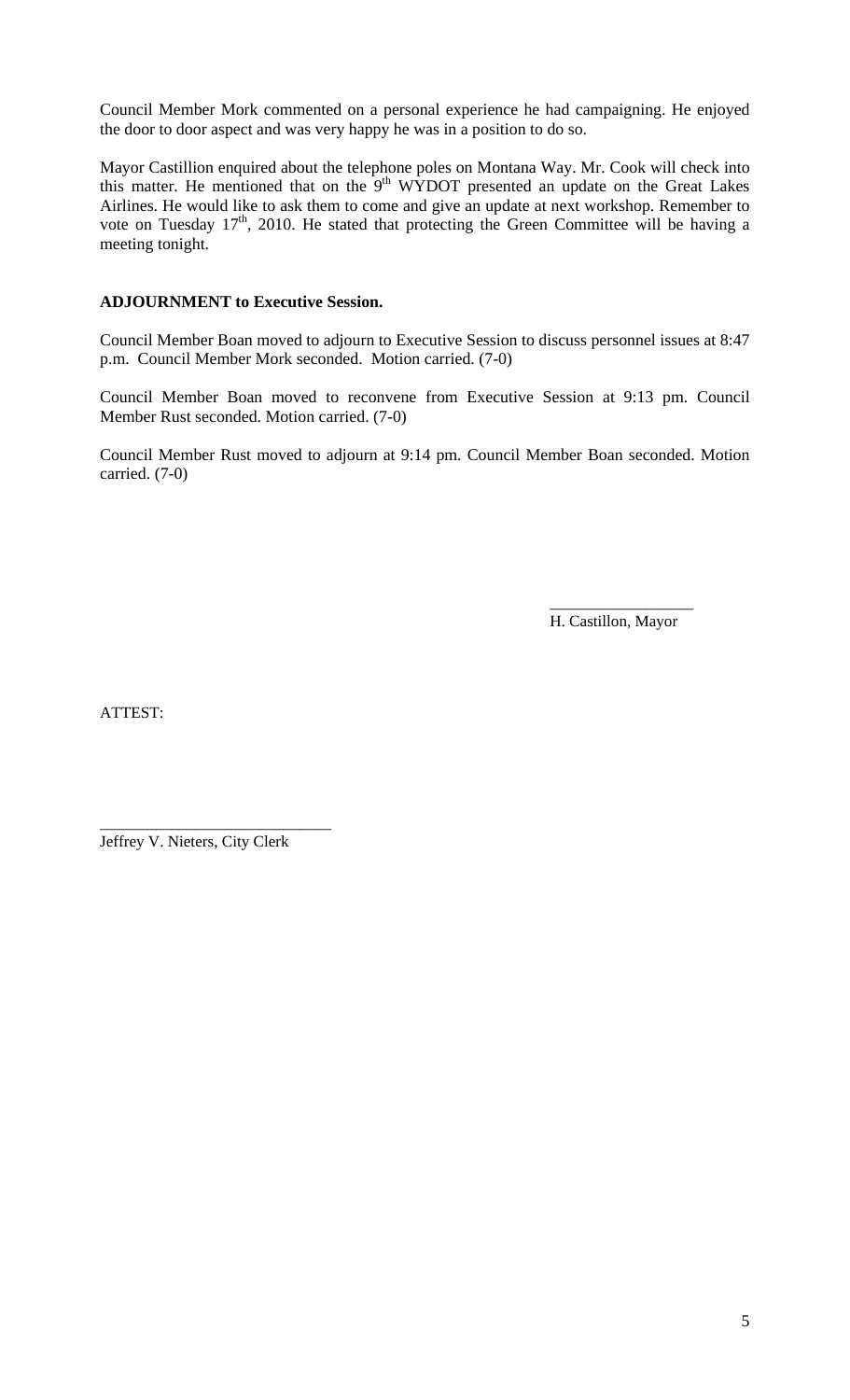Council Member Mork commented on a personal experience he had campaigning. He enjoyed the door to door aspect and was very happy he was in a position to do so.

Mayor Castillion enquired about the telephone poles on Montana Way. Mr. Cook will check into this matter. He mentioned that on the 9th WYDOT presented an update on the Great Lakes Airlines. He would like to ask them to come and give an update at next workshop. Remember to vote on Tuesday 17th, 2010. He stated that protecting the Green Committee will be having a meeting tonight.

**ADJOURNMENT to Executive Session.**

Council Member Boan moved to adjourn to Executive Session to discuss personnel issues at 8:47 p.m. Council Member Mork seconded. Motion carried. (7-0)

Council Member Boan moved to reconvene from Executive Session at 9:13 pm. Council Member Rust seconded. Motion carried. (7-0)

Council Member Rust moved to adjourn at 9:14 pm. Council Member Boan seconded. Motion carried. (7-0)

_________________
H. Castillon, Mayor

ATTEST:

_____________________________
Jeffrey V. Nieters, City Clerk